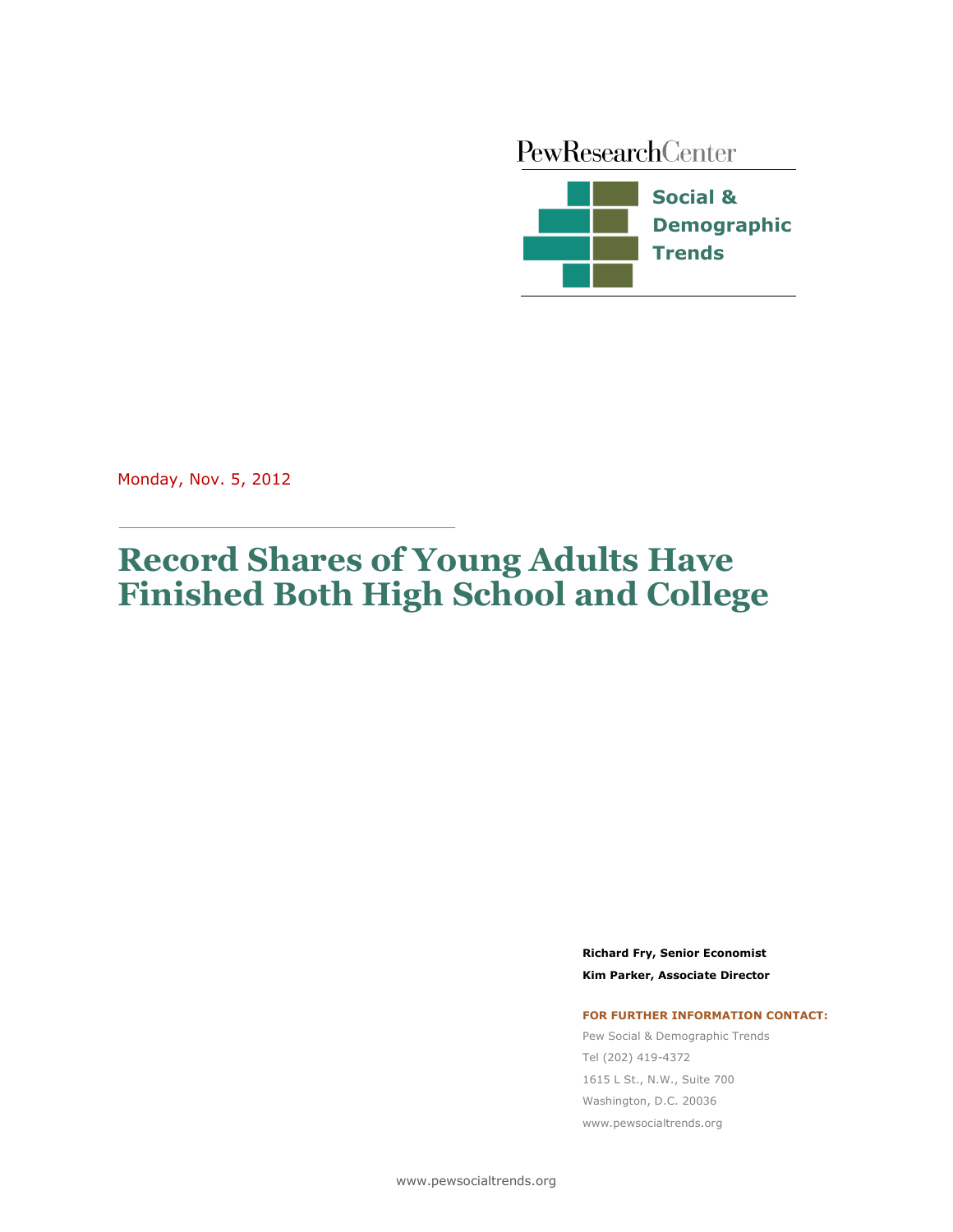PewResearchCenter

**Social & Demographic Trends**

Monday, Nov. 5, 2012

# Record Shares of Young Adults Have Finished Both High School and College

**Richard Fry, Senior Economist**

**Kim Parker, Associate Director**

**FOR FURTHER INFORMATION CONTACT:**

Pew Social & Demographic Trends

Tel (202) 419-4372

1615 L St., N.W., Suite 700

Washington, D.C. 20036

www.pewsocialtrends.org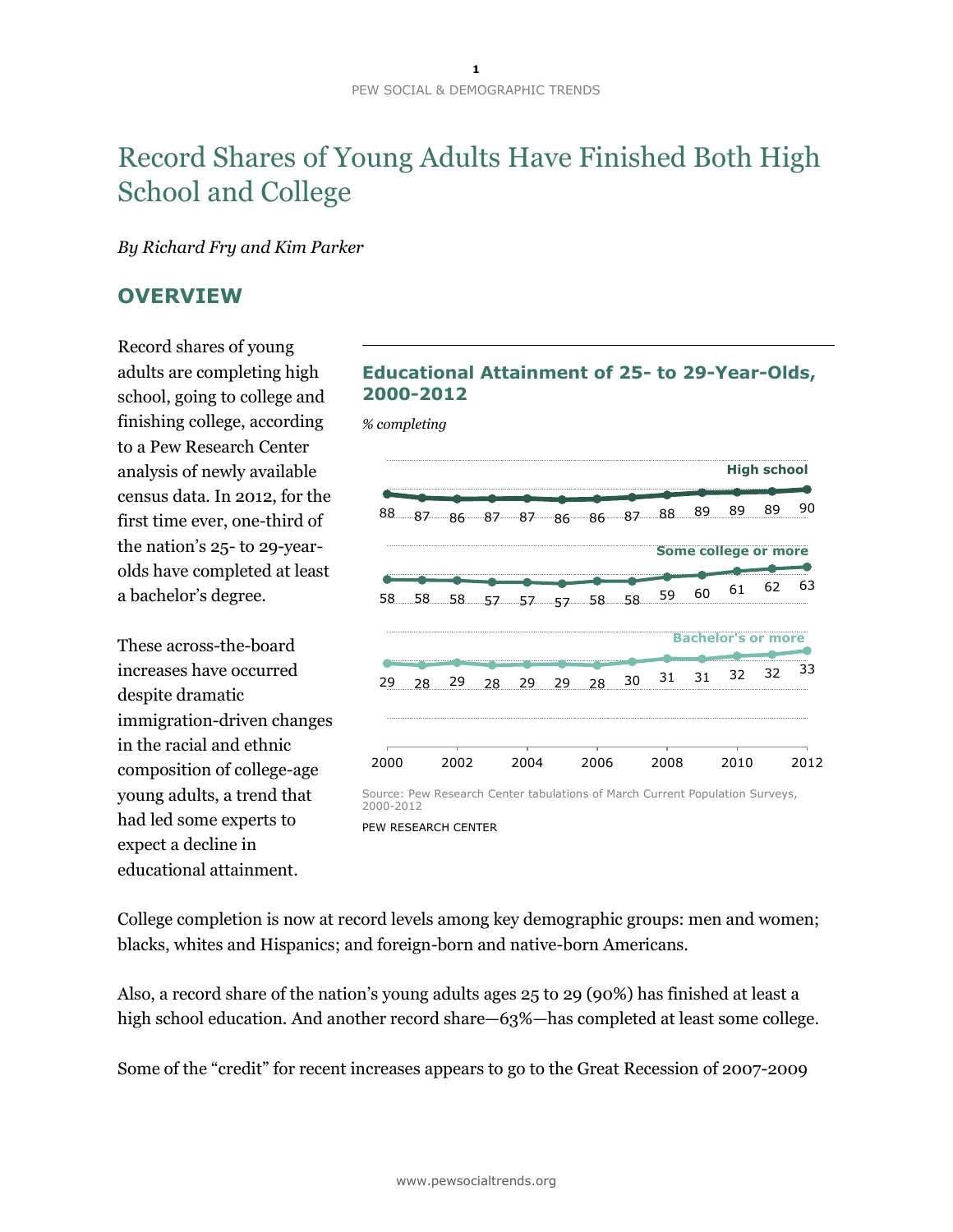# Record Shares of Young Adults Have Finished Both High School and College

*By Richard Fry and Kim Parker*

## OVERVIEW

Record shares of young adults are completing high school, going to college and finishing college, according to a Pew Research Center analysis of newly available census data. In 2012, for the first time ever, one-third of the nation's 25- to 29-year-olds have completed at least a bachelor's degree.

These across-the-board increases have occurred despite dramatic immigration-driven changes in the racial and ethnic composition of college-age young adults, a trend that had led some experts to expect a decline in educational attainment.

**Educational Attainment of 25- to 29-Year-Olds, 2000-2012**

*% completing*

| Year | High school | Some college or more | Bachelor's or more |
|---|---|---|---|
| 2000 | 88 | 58 | 29 |
| 2001 | 87 | 58 | 28 |
| 2002 | 86 | 58 | 29 |
| 2003 | 87 | 57 | 28 |
| 2004 | 87 | 57 | 29 |
| 2005 | 86 | 57 | 29 |
| 2006 | 86 | 58 | 28 |
| 2007 | 87 | 58 | 30 |
| 2008 | 88 | 59 | 31 |
| 2009 | 89 | 60 | 31 |
| 2010 | 89 | 61 | 32 |
| 2011 | 89 | 62 | 32 |
| 2012 | 90 | 63 | 33 |

Source: Pew Research Center tabulations of March Current Population Surveys, 2000-2012

PEW RESEARCH CENTER

College completion is now at record levels among key demographic groups: men and women; blacks, whites and Hispanics; and foreign-born and native-born Americans.

Also, a record share of the nation's young adults ages 25 to 29 (90%) has finished at least a high school education. And another record share—63%—has completed at least some college.

Some of the "credit" for recent increases appears to go to the Great Recession of 2007-2009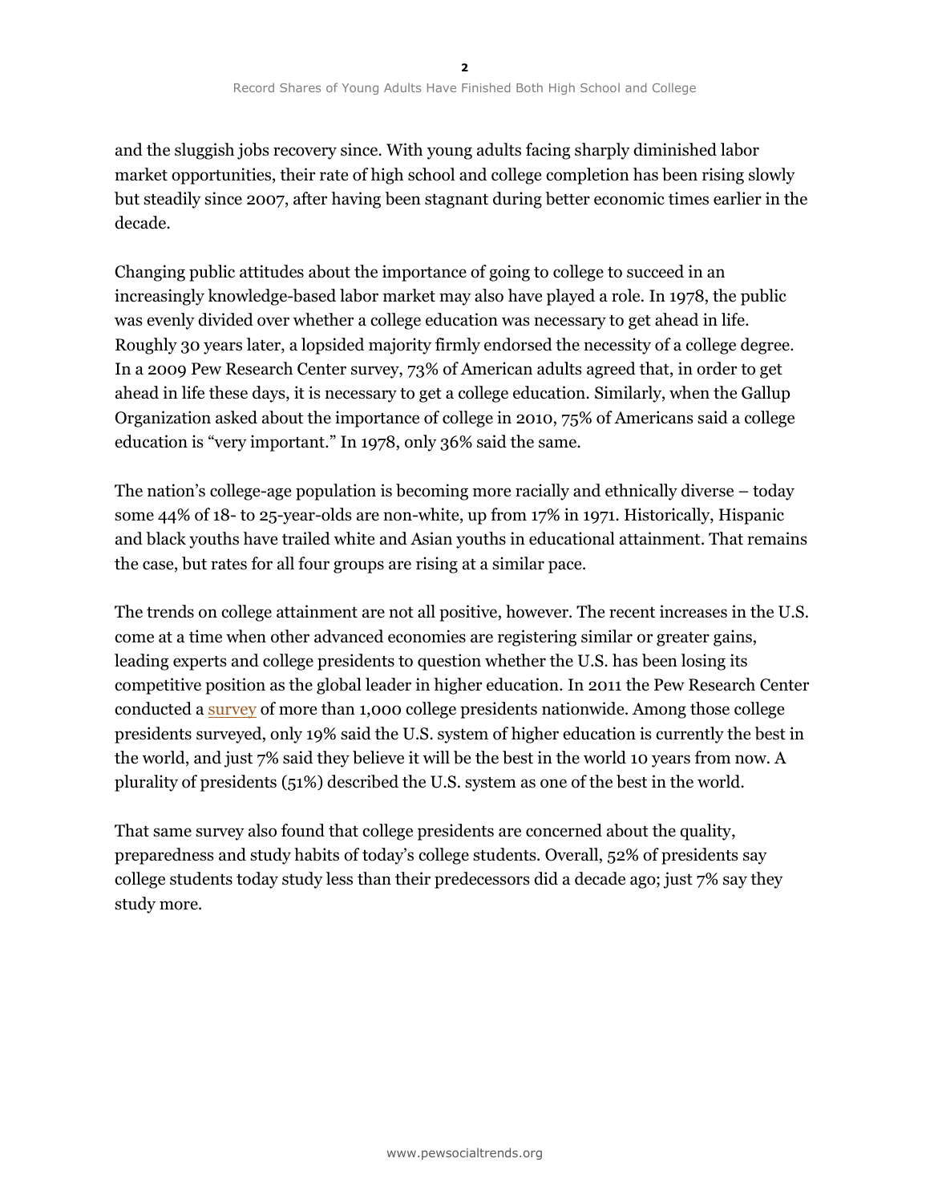and the sluggish jobs recovery since. With young adults facing sharply diminished labor market opportunities, their rate of high school and college completion has been rising slowly but steadily since 2007, after having been stagnant during better economic times earlier in the decade.

Changing public attitudes about the importance of going to college to succeed in an increasingly knowledge-based labor market may also have played a role. In 1978, the public was evenly divided over whether a college education was necessary to get ahead in life. Roughly 30 years later, a lopsided majority firmly endorsed the necessity of a college degree. In a 2009 Pew Research Center survey, 73% of American adults agreed that, in order to get ahead in life these days, it is necessary to get a college education. Similarly, when the Gallup Organization asked about the importance of college in 2010, 75% of Americans said a college education is "very important." In 1978, only 36% said the same.

The nation's college-age population is becoming more racially and ethnically diverse – today some 44% of 18- to 25-year-olds are non-white, up from 17% in 1971. Historically, Hispanic and black youths have trailed white and Asian youths in educational attainment. That remains the case, but rates for all four groups are rising at a similar pace.

The trends on college attainment are not all positive, however. The recent increases in the U.S. come at a time when other advanced economies are registering similar or greater gains, leading experts and college presidents to question whether the U.S. has been losing its competitive position as the global leader in higher education. In 2011 the Pew Research Center conducted a survey of more than 1,000 college presidents nationwide. Among those college presidents surveyed, only 19% said the U.S. system of higher education is currently the best in the world, and just 7% said they believe it will be the best in the world 10 years from now. A plurality of presidents (51%) described the U.S. system as one of the best in the world.

That same survey also found that college presidents are concerned about the quality, preparedness and study habits of today's college students. Overall, 52% of presidents say college students today study less than their predecessors did a decade ago; just 7% say they study more.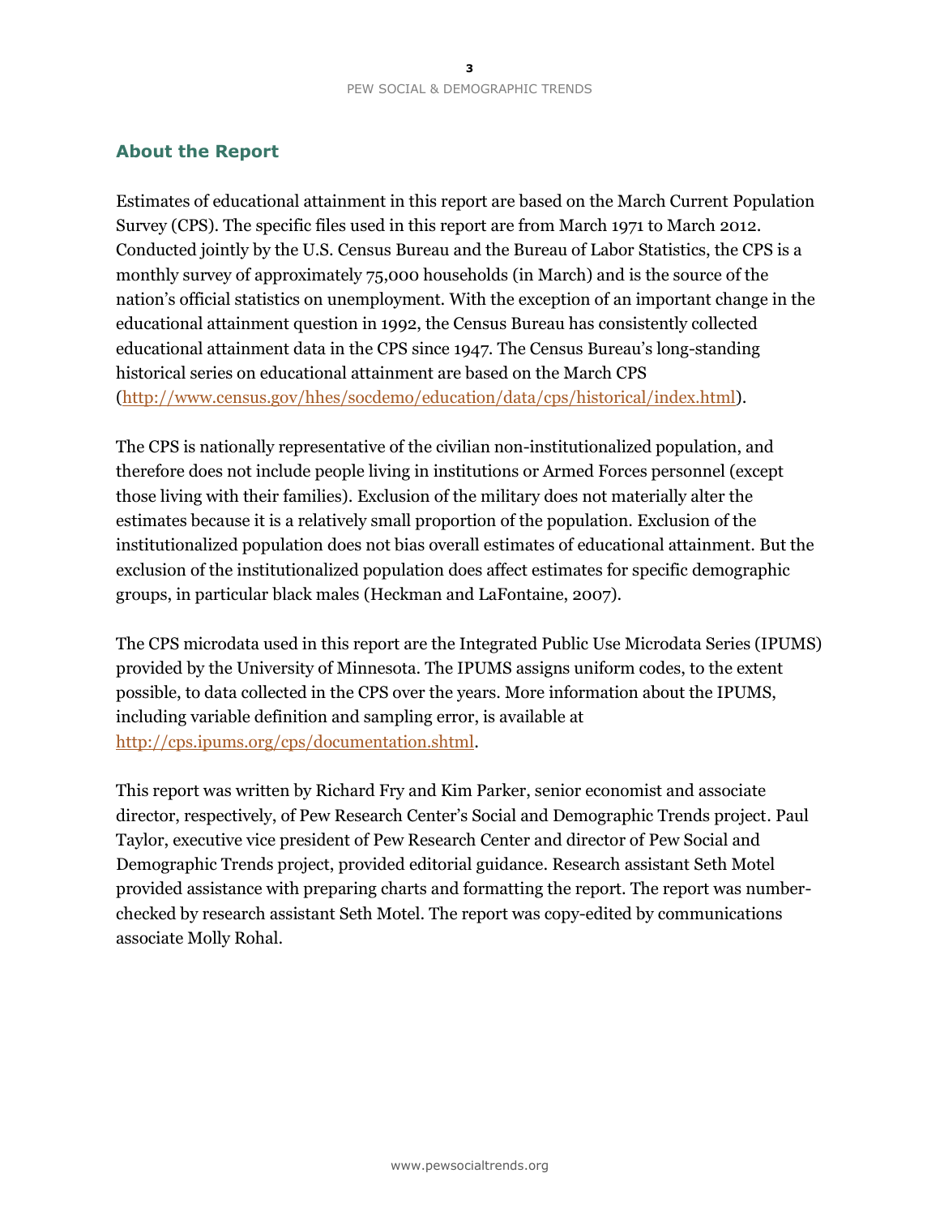## About the Report

Estimates of educational attainment in this report are based on the March Current Population Survey (CPS). The specific files used in this report are from March 1971 to March 2012. Conducted jointly by the U.S. Census Bureau and the Bureau of Labor Statistics, the CPS is a monthly survey of approximately 75,000 households (in March) and is the source of the nation's official statistics on unemployment. With the exception of an important change in the educational attainment question in 1992, the Census Bureau has consistently collected educational attainment data in the CPS since 1947. The Census Bureau's long-standing historical series on educational attainment are based on the March CPS (http://www.census.gov/hhes/socdemo/education/data/cps/historical/index.html).

The CPS is nationally representative of the civilian non-institutionalized population, and therefore does not include people living in institutions or Armed Forces personnel (except those living with their families). Exclusion of the military does not materially alter the estimates because it is a relatively small proportion of the population. Exclusion of the institutionalized population does not bias overall estimates of educational attainment. But the exclusion of the institutionalized population does affect estimates for specific demographic groups, in particular black males (Heckman and LaFontaine, 2007).

The CPS microdata used in this report are the Integrated Public Use Microdata Series (IPUMS) provided by the University of Minnesota. The IPUMS assigns uniform codes, to the extent possible, to data collected in the CPS over the years. More information about the IPUMS, including variable definition and sampling error, is available at http://cps.ipums.org/cps/documentation.shtml.

This report was written by Richard Fry and Kim Parker, senior economist and associate director, respectively, of Pew Research Center's Social and Demographic Trends project. Paul Taylor, executive vice president of Pew Research Center and director of Pew Social and Demographic Trends project, provided editorial guidance. Research assistant Seth Motel provided assistance with preparing charts and formatting the report. The report was number-checked by research assistant Seth Motel. The report was copy-edited by communications associate Molly Rohal.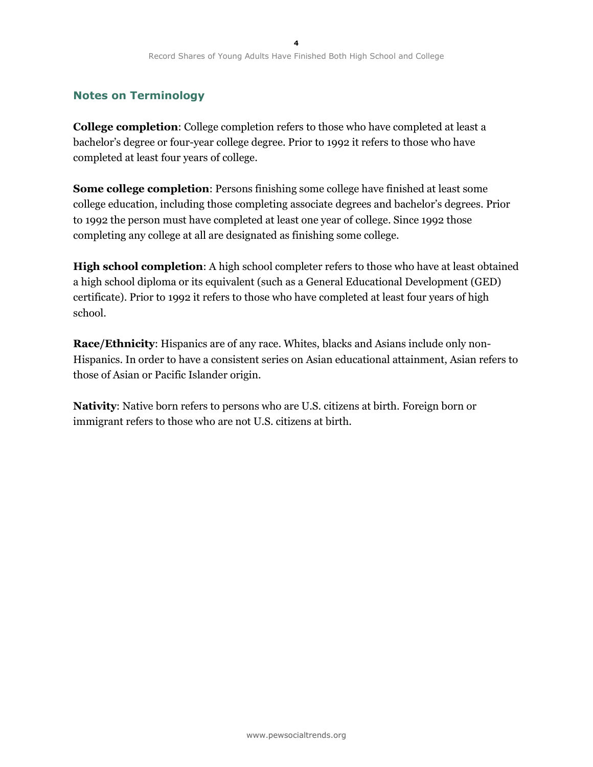## Notes on Terminology

**College completion**: College completion refers to those who have completed at least a bachelor's degree or four-year college degree. Prior to 1992 it refers to those who have completed at least four years of college.

**Some college completion**: Persons finishing some college have finished at least some college education, including those completing associate degrees and bachelor's degrees. Prior to 1992 the person must have completed at least one year of college. Since 1992 those completing any college at all are designated as finishing some college.

**High school completion**: A high school completer refers to those who have at least obtained a high school diploma or its equivalent (such as a General Educational Development (GED) certificate). Prior to 1992 it refers to those who have completed at least four years of high school.

**Race/Ethnicity**: Hispanics are of any race. Whites, blacks and Asians include only non-Hispanics. In order to have a consistent series on Asian educational attainment, Asian refers to those of Asian or Pacific Islander origin.

**Nativity**: Native born refers to persons who are U.S. citizens at birth. Foreign born or immigrant refers to those who are not U.S. citizens at birth.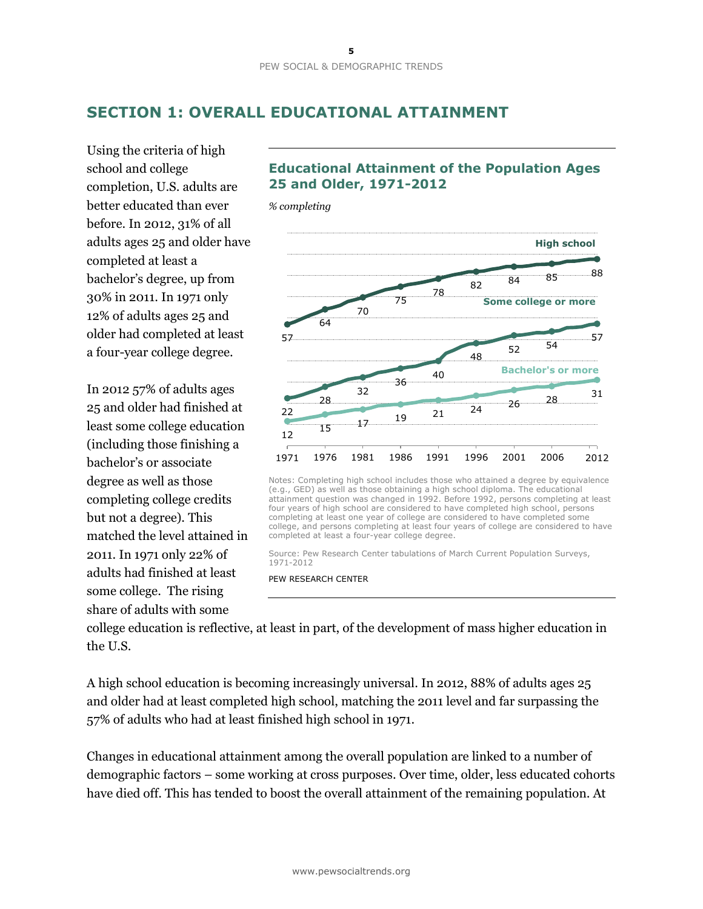# SECTION 1: OVERALL EDUCATIONAL ATTAINMENT

Using the criteria of high school and college completion, U.S. adults are better educated than ever before. In 2012, 31% of all adults ages 25 and older have completed at least a bachelor's degree, up from 30% in 2011. In 1971 only 12% of adults ages 25 and older had completed at least a four-year college degree.

In 2012 57% of adults ages 25 and older had finished at least some college education (including those finishing a bachelor's or associate degree as well as those completing college credits but not a degree). This matched the level attained in 2011. In 1971 only 22% of adults had finished at least some college. The rising share of adults with some college education is reflective, at least in part, of the development of mass higher education in the U.S.

**Educational Attainment of the Population Ages 25 and Older, 1971-2012**

*% completing*

| | 1971 | 1976 | 1981 | 1986 | 1991 | 1996 | 2001 | 2006 | 2012 |
|---|---|---|---|---|---|---|---|---|---|
| High school | 57 | 64 | 70 | 75 | 78 | 82 | 84 | 85 | 88 |
| Some college or more | 22 | 28 | 32 | 36 | 40 | 48 | 52 | 54 | 57 |
| Bachelor's or more | 12 | 15 | 17 | 19 | 21 | 24 | 26 | 28 | 31 |

Notes: Completing high school includes those who attained a degree by equivalence (e.g., GED) as well as those obtaining a high school diploma. The educational attainment question was changed in 1992. Before 1992, persons completing at least four years of high school are considered to have completed high school, persons completing at least one year of college are considered to have completed some college, and persons completing at least four years of college are considered to have completed at least a four-year college degree.

Source: Pew Research Center tabulations of March Current Population Surveys, 1971-2012

PEW RESEARCH CENTER

A high school education is becoming increasingly universal. In 2012, 88% of adults ages 25 and older had at least completed high school, matching the 2011 level and far surpassing the 57% of adults who had at least finished high school in 1971.

Changes in educational attainment among the overall population are linked to a number of demographic factors – some working at cross purposes. Over time, older, less educated cohorts have died off. This has tended to boost the overall attainment of the remaining population. At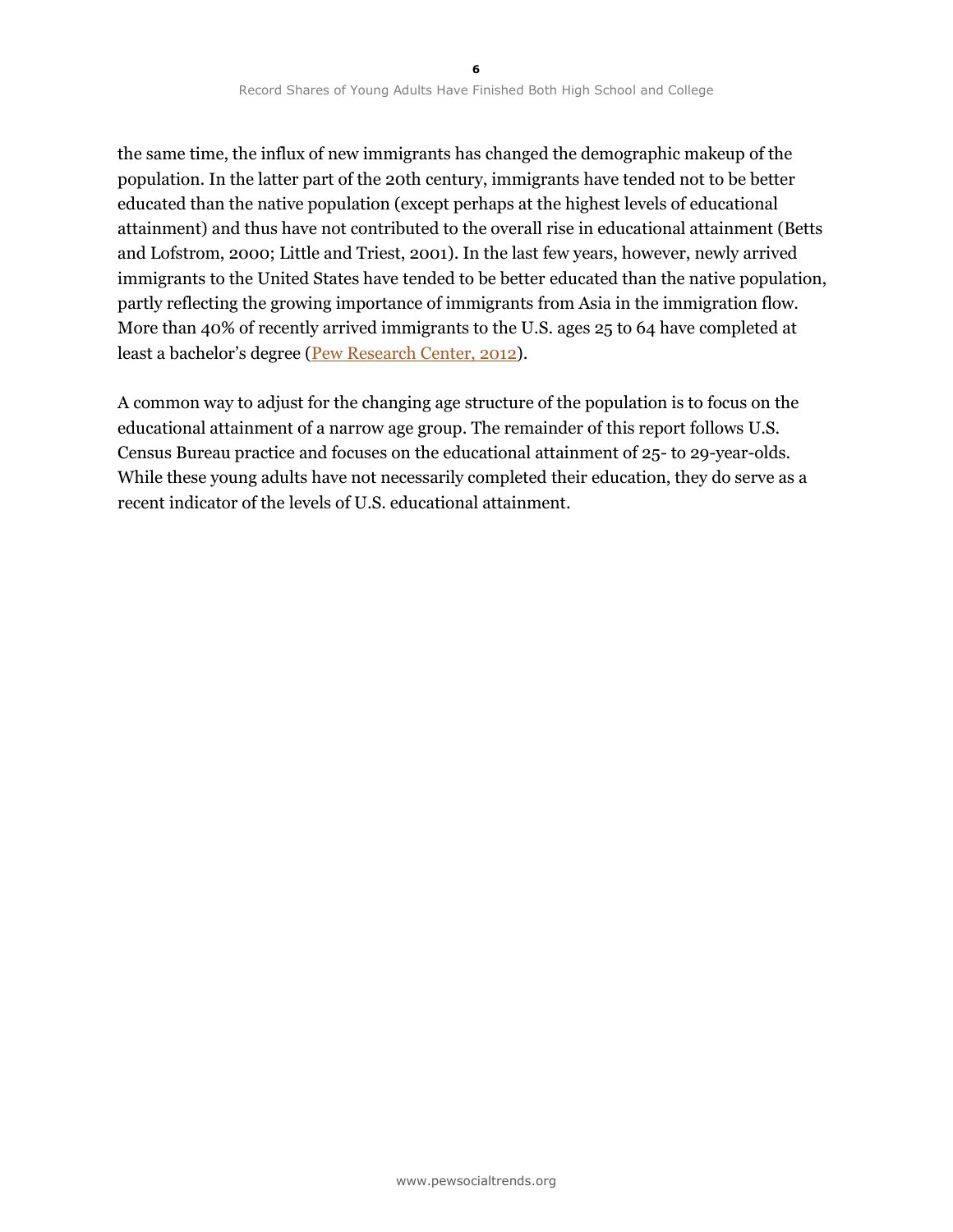the same time, the influx of new immigrants has changed the demographic makeup of the population. In the latter part of the 20th century, immigrants have tended not to be better educated than the native population (except perhaps at the highest levels of educational attainment) and thus have not contributed to the overall rise in educational attainment (Betts and Lofstrom, 2000; Little and Triest, 2001). In the last few years, however, newly arrived immigrants to the United States have tended to be better educated than the native population, partly reflecting the growing importance of immigrants from Asia in the immigration flow. More than 40% of recently arrived immigrants to the U.S. ages 25 to 64 have completed at least a bachelor's degree (Pew Research Center, 2012).

A common way to adjust for the changing age structure of the population is to focus on the educational attainment of a narrow age group. The remainder of this report follows U.S. Census Bureau practice and focuses on the educational attainment of 25- to 29-year-olds. While these young adults have not necessarily completed their education, they do serve as a recent indicator of the levels of U.S. educational attainment.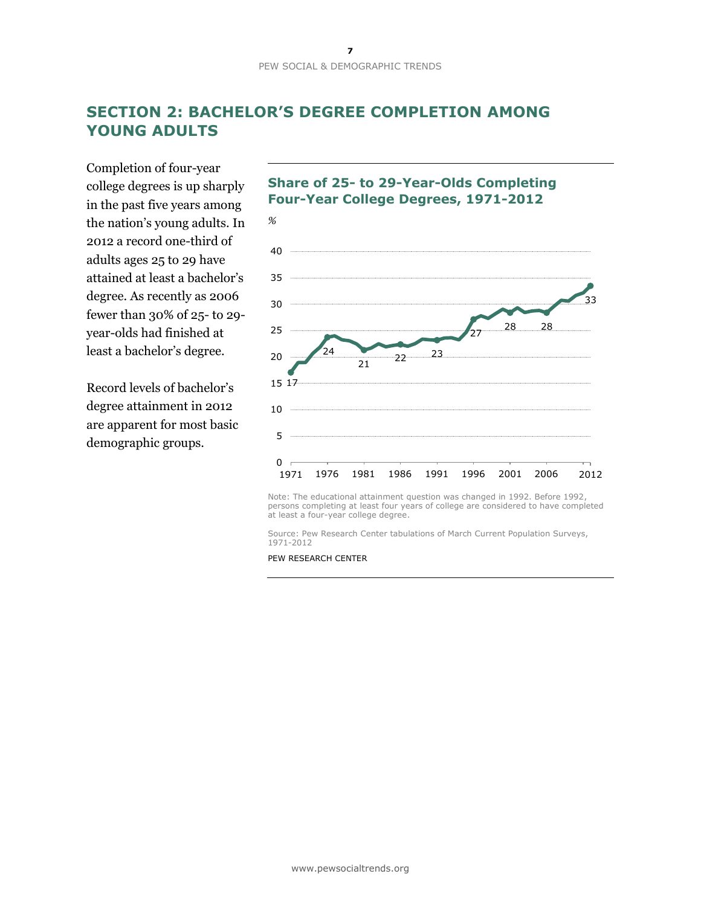## SECTION 2: BACHELOR'S DEGREE COMPLETION AMONG YOUNG ADULTS

Completion of four-year college degrees is up sharply in the past five years among the nation's young adults. In 2012 a record one-third of adults ages 25 to 29 have attained at least a bachelor's degree. As recently as 2006 fewer than 30% of 25- to 29-year-olds had finished at least a bachelor's degree.

Record levels of bachelor's degree attainment in 2012 are apparent for most basic demographic groups.

**Share of 25- to 29-Year-Olds Completing Four-Year College Degrees, 1971-2012**

*%*

| Year | % |
|---|---|
| 1971 | 17 |
| 1976 | 24 |
| 1981 | 21 |
| 1986 | 22 |
| 1991 | 23 |
| 1996 | 27 |
| 2001 | 28 |
| 2006 | 28 |
| 2012 | 33 |

Note: The educational attainment question was changed in 1992. Before 1992, persons completing at least four years of college are considered to have completed at least a four-year college degree.

Source: Pew Research Center tabulations of March Current Population Surveys, 1971-2012

PEW RESEARCH CENTER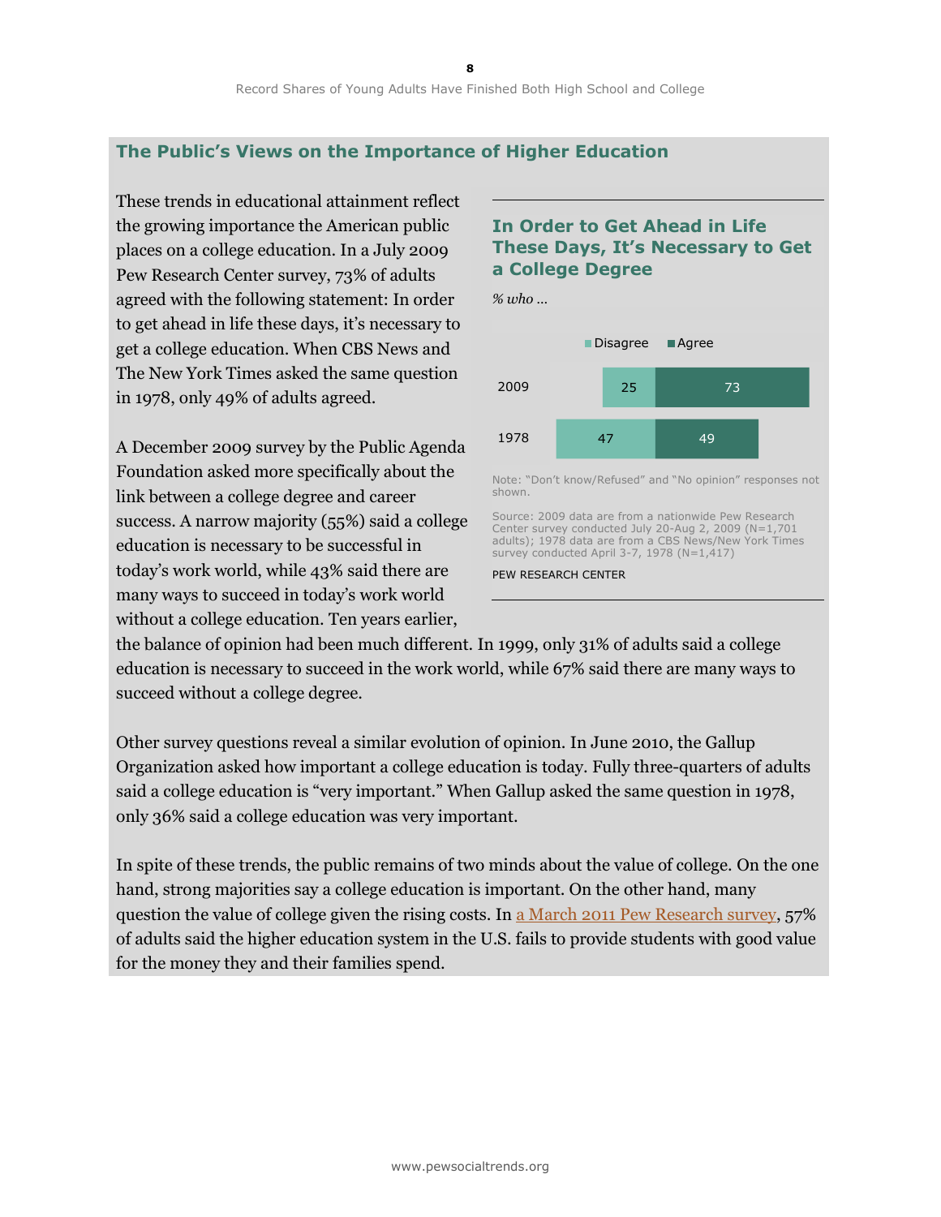## The Public's Views on the Importance of Higher Education

These trends in educational attainment reflect the growing importance the American public places on a college education. In a July 2009 Pew Research Center survey, 73% of adults agreed with the following statement: In order to get ahead in life these days, it's necessary to get a college education. When CBS News and The New York Times asked the same question in 1978, only 49% of adults agreed.

### In Order to Get Ahead in Life These Days, It's Necessary to Get a College Degree

*% who ...*

| | Disagree | Agree |
|---|---|---|
| 2009 | 25 | 73 |
| 1978 | 47 | 49 |

Note: "Don't know/Refused" and "No opinion" responses not shown.

Source: 2009 data are from a nationwide Pew Research Center survey conducted July 20-Aug 2, 2009 (N=1,701 adults); 1978 data are from a CBS News/New York Times survey conducted April 3-7, 1978 (N=1,417)

PEW RESEARCH CENTER

A December 2009 survey by the Public Agenda Foundation asked more specifically about the link between a college degree and career success. A narrow majority (55%) said a college education is necessary to be successful in today's work world, while 43% said there are many ways to succeed in today's work world without a college education. Ten years earlier, the balance of opinion had been much different. In 1999, only 31% of adults said a college education is necessary to succeed in the work world, while 67% said there are many ways to succeed without a college degree.

Other survey questions reveal a similar evolution of opinion. In June 2010, the Gallup Organization asked how important a college education is today. Fully three-quarters of adults said a college education is "very important." When Gallup asked the same question in 1978, only 36% said a college education was very important.

In spite of these trends, the public remains of two minds about the value of college. On the one hand, strong majorities say a college education is important. On the other hand, many question the value of college given the rising costs. In a March 2011 Pew Research survey, 57% of adults said the higher education system in the U.S. fails to provide students with good value for the money they and their families spend.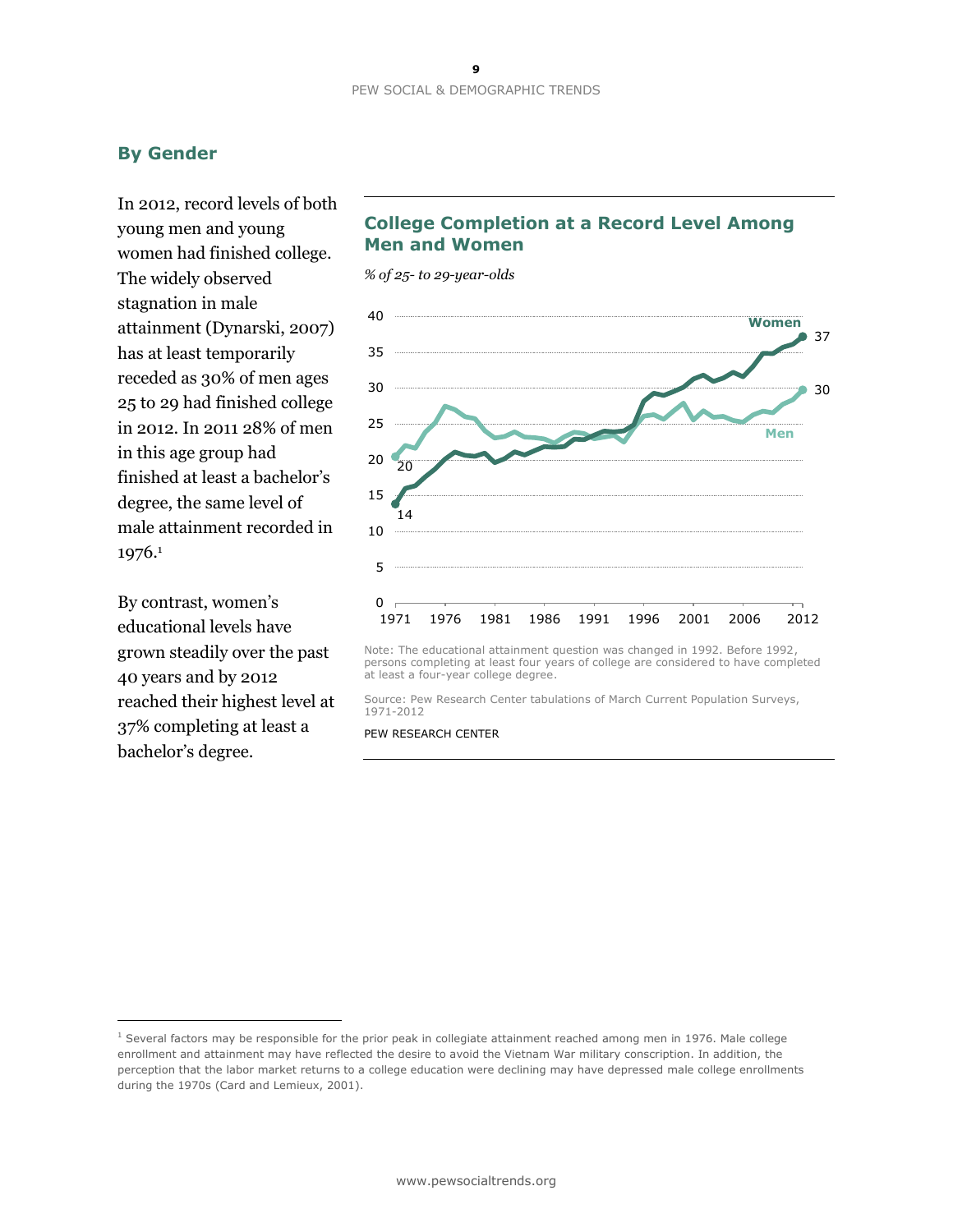## By Gender

In 2012, record levels of both young men and young women had finished college. The widely observed stagnation in male attainment (Dynarski, 2007) has at least temporarily receded as 30% of men ages 25 to 29 had finished college in 2012. In 2011 28% of men in this age group had finished at least a bachelor's degree, the same level of male attainment recorded in 1976.[1]

By contrast, women's educational levels have grown steadily over the past 40 years and by 2012 reached their highest level at 37% completing at least a bachelor's degree.

### College Completion at a Record Level Among Men and Women

*% of 25- to 29-year-olds*

Note: The educational attainment question was changed in 1992. Before 1992, persons completing at least four years of college are considered to have completed at least a four-year college degree.

Source: Pew Research Center tabulations of March Current Population Surveys, 1971-2012

PEW RESEARCH CENTER

[1] Several factors may be responsible for the prior peak in collegiate attainment reached among men in 1976. Male college enrollment and attainment may have reflected the desire to avoid the Vietnam War military conscription. In addition, the perception that the labor market returns to a college education were declining may have depressed male college enrollments during the 1970s (Card and Lemieux, 2001).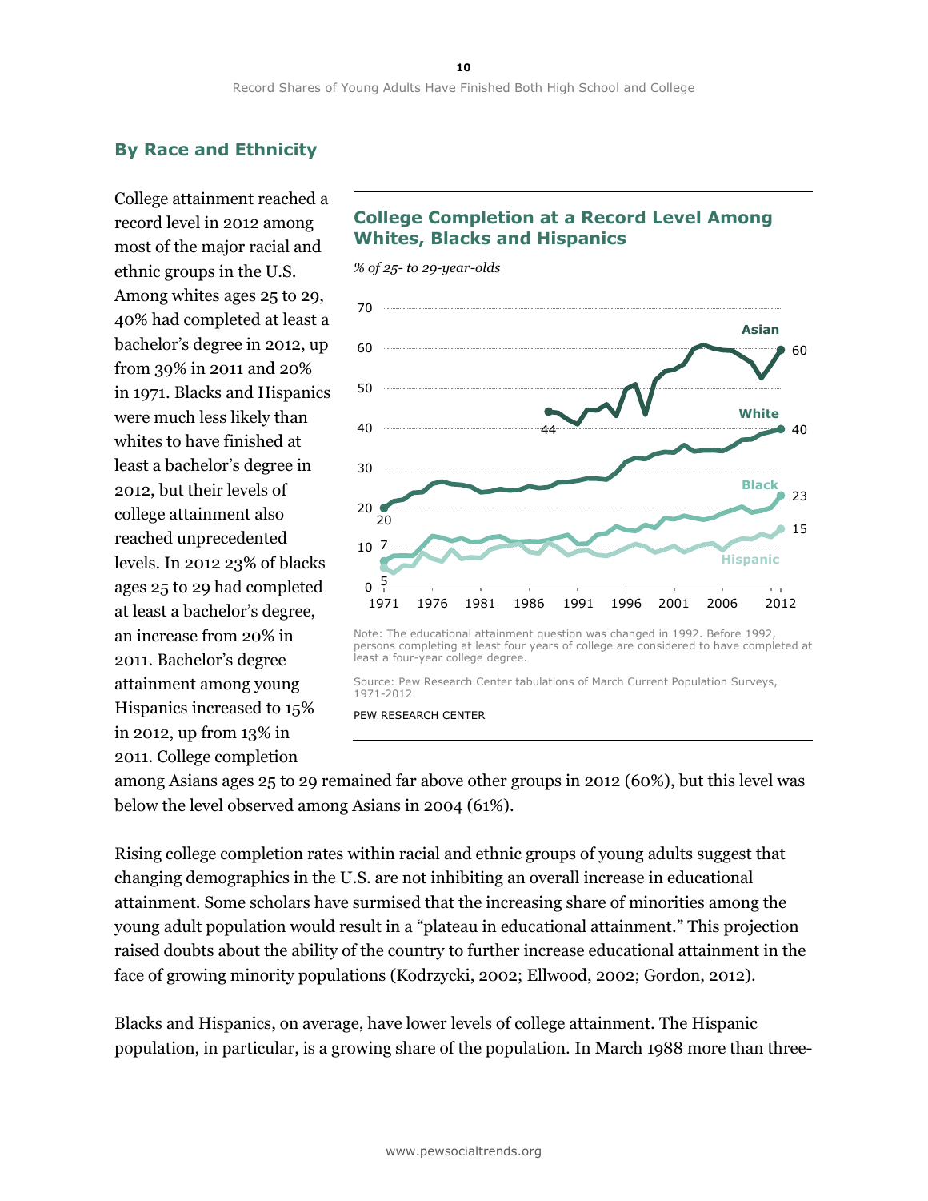## By Race and Ethnicity

College attainment reached a record level in 2012 among most of the major racial and ethnic groups in the U.S. Among whites ages 25 to 29, 40% had completed at least a bachelor's degree in 2012, up from 39% in 2011 and 20% in 1971. Blacks and Hispanics were much less likely than whites to have finished at least a bachelor's degree in 2012, but their levels of college attainment also reached unprecedented levels. In 2012 23% of blacks ages 25 to 29 had completed at least a bachelor's degree, an increase from 20% in 2011. Bachelor's degree attainment among young Hispanics increased to 15% in 2012, up from 13% in 2011. College completion among Asians ages 25 to 29 remained far above other groups in 2012 (60%), but this level was below the level observed among Asians in 2004 (61%).

**College Completion at a Record Level Among Whites, Blacks and Hispanics**

*% of 25- to 29-year-olds*

Note: The educational attainment question was changed in 1992. Before 1992, persons completing at least four years of college are considered to have completed at least a four-year college degree.

Source: Pew Research Center tabulations of March Current Population Surveys, 1971-2012

PEW RESEARCH CENTER

Rising college completion rates within racial and ethnic groups of young adults suggest that changing demographics in the U.S. are not inhibiting an overall increase in educational attainment. Some scholars have surmised that the increasing share of minorities among the young adult population would result in a "plateau in educational attainment." This projection raised doubts about the ability of the country to further increase educational attainment in the face of growing minority populations (Kodrzycki, 2002; Ellwood, 2002; Gordon, 2012).

Blacks and Hispanics, on average, have lower levels of college attainment. The Hispanic population, in particular, is a growing share of the population. In March 1988 more than three-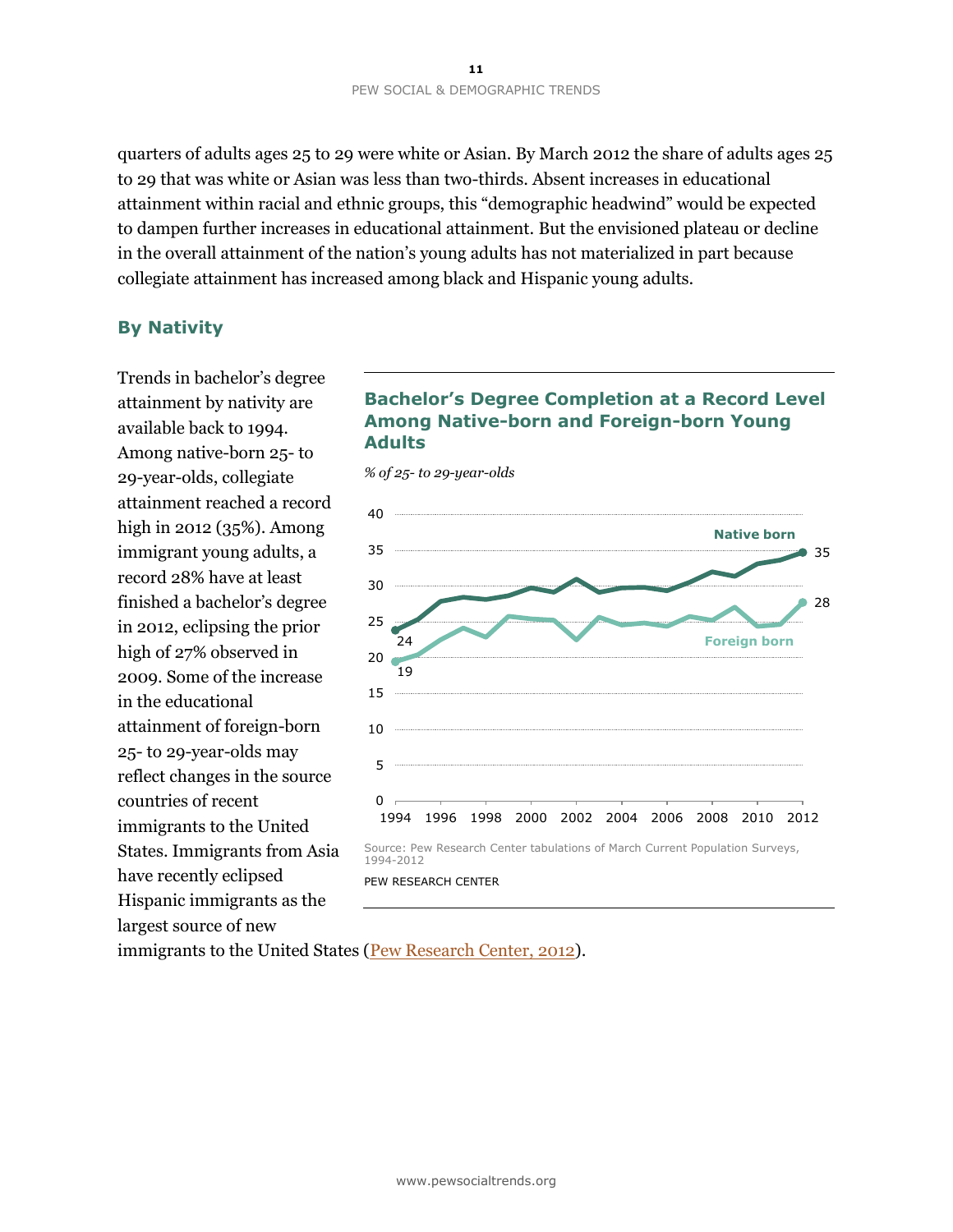quarters of adults ages 25 to 29 were white or Asian. By March 2012 the share of adults ages 25 to 29 that was white or Asian was less than two-thirds. Absent increases in educational attainment within racial and ethnic groups, this "demographic headwind" would be expected to dampen further increases in educational attainment. But the envisioned plateau or decline in the overall attainment of the nation's young adults has not materialized in part because collegiate attainment has increased among black and Hispanic young adults.

## By Nativity

Trends in bachelor's degree attainment by nativity are available back to 1994. Among native-born 25- to 29-year-olds, collegiate attainment reached a record high in 2012 (35%). Among immigrant young adults, a record 28% have at least finished a bachelor's degree in 2012, eclipsing the prior high of 27% observed in 2009. Some of the increase in the educational attainment of foreign-born 25- to 29-year-olds may reflect changes in the source countries of recent immigrants to the United States. Immigrants from Asia have recently eclipsed Hispanic immigrants as the largest source of new immigrants to the United States (Pew Research Center, 2012).

**Bachelor's Degree Completion at a Record Level Among Native-born and Foreign-born Young Adults**

*% of 25- to 29-year-olds*

Source: Pew Research Center tabulations of March Current Population Surveys, 1994-2012

PEW RESEARCH CENTER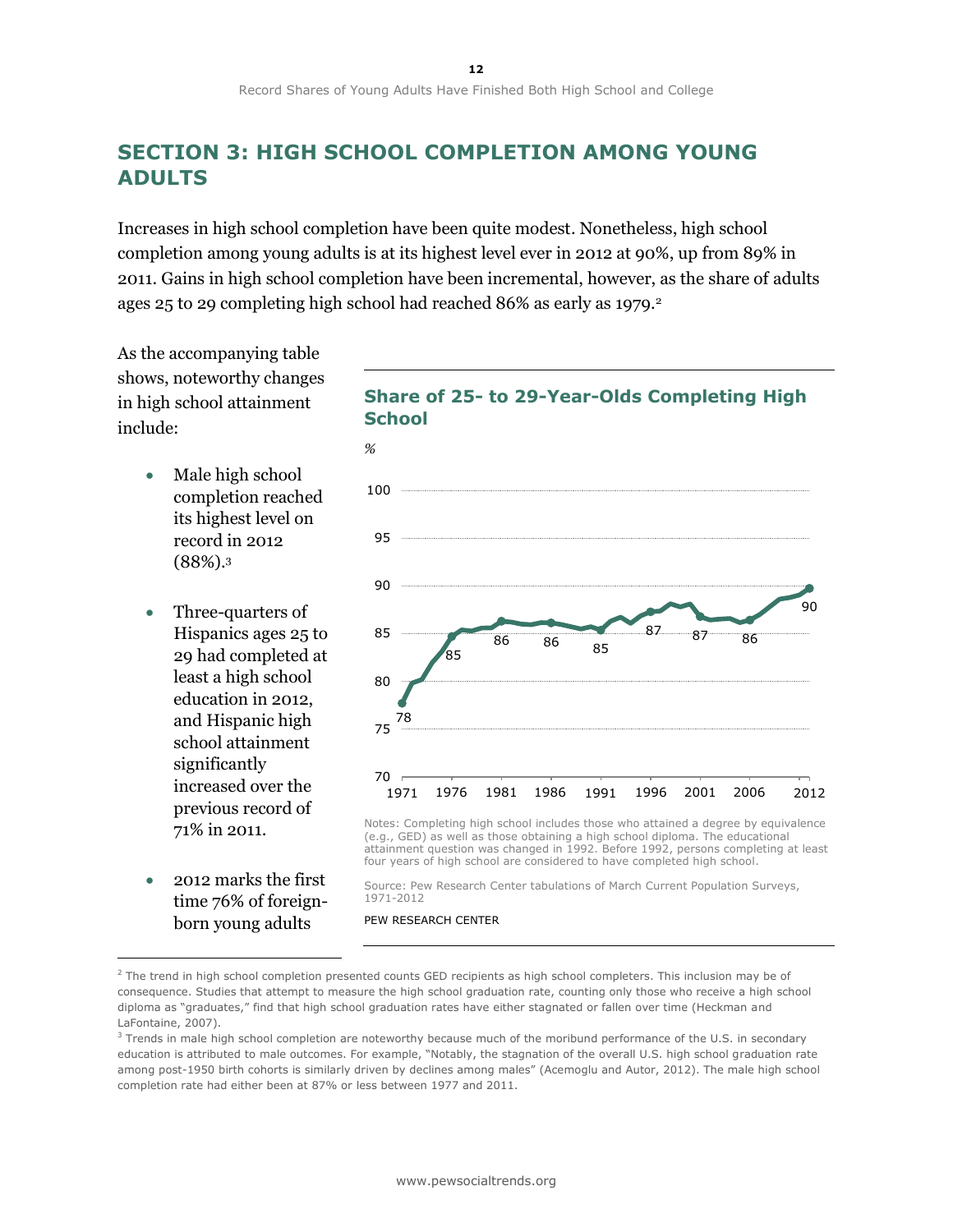## SECTION 3: HIGH SCHOOL COMPLETION AMONG YOUNG ADULTS

Increases in high school completion have been quite modest. Nonetheless, high school completion among young adults is at its highest level ever in 2012 at 90%, up from 89% in 2011. Gains in high school completion have been incremental, however, as the share of adults ages 25 to 29 completing high school had reached 86% as early as 1979.[2]

As the accompanying table shows, noteworthy changes in high school attainment include:

- Male high school completion reached its highest level on record in 2012 (88%).[3]
- Three-quarters of Hispanics ages 25 to 29 had completed at least a high school education in 2012, and Hispanic high school attainment significantly increased over the previous record of 71% in 2011.
- 2012 marks the first time 76% of foreign-born young adults

### Share of 25- to 29-Year-Olds Completing High School

%

| Year | 1971 | 1976 | 1981 | 1986 | 1991 | 1996 | 2001 | 2006 | 2012 |
|---|---|---|---|---|---|---|---|---|---|
| Share (%) | 78 | 85 | 86 | 86 | 85 | 87 | 87 | 86 | 90 |

Notes: Completing high school includes those who attained a degree by equivalence (e.g., GED) as well as those obtaining a high school diploma. The educational attainment question was changed in 1992. Before 1992, persons completing at least four years of high school are considered to have completed high school.

Source: Pew Research Center tabulations of March Current Population Surveys, 1971-2012

PEW RESEARCH CENTER

[2] The trend in high school completion presented counts GED recipients as high school completers. This inclusion may be of consequence. Studies that attempt to measure the high school graduation rate, counting only those who receive a high school diploma as "graduates," find that high school graduation rates have either stagnated or fallen over time (Heckman and LaFontaine, 2007).

[3] Trends in male high school completion are noteworthy because much of the moribund performance of the U.S. in secondary education is attributed to male outcomes. For example, "Notably, the stagnation of the overall U.S. high school graduation rate among post-1950 birth cohorts is similarly driven by declines among males" (Acemoglu and Autor, 2012). The male high school completion rate had either been at 87% or less between 1977 and 2011.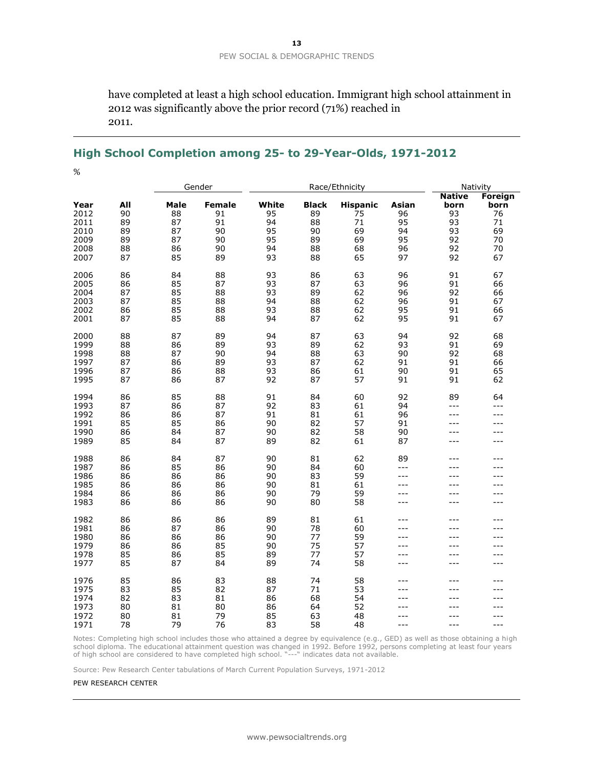have completed at least a high school education. Immigrant high school attainment in 2012 was significantly above the prior record (71%) reached in 2011.

## High School Completion among 25- to 29-Year-Olds, 1971-2012

%

| | | Gender | | Race/Ethnicity | | | | Nativity | |
|---|---|---|---|---|---|---|---|---|---|
| **Year** | **All** | **Male** | **Female** | **White** | **Black** | **Hispanic** | **Asian** | **Native born** | **Foreign born** |
| 2012 | 90 | 88 | 91 | 95 | 89 | 75 | 96 | 93 | 76 |
| 2011 | 89 | 87 | 91 | 94 | 88 | 71 | 95 | 93 | 71 |
| 2010 | 89 | 87 | 90 | 95 | 90 | 69 | 94 | 93 | 69 |
| 2009 | 89 | 87 | 90 | 95 | 89 | 69 | 95 | 92 | 70 |
| 2008 | 88 | 86 | 90 | 94 | 88 | 68 | 96 | 92 | 70 |
| 2007 | 87 | 85 | 89 | 93 | 88 | 65 | 97 | 92 | 67 |
| 2006 | 86 | 84 | 88 | 93 | 86 | 63 | 96 | 91 | 67 |
| 2005 | 86 | 85 | 87 | 93 | 87 | 63 | 96 | 91 | 66 |
| 2004 | 87 | 85 | 88 | 93 | 89 | 62 | 96 | 92 | 66 |
| 2003 | 87 | 85 | 88 | 94 | 88 | 62 | 96 | 91 | 67 |
| 2002 | 86 | 85 | 88 | 93 | 88 | 62 | 95 | 91 | 66 |
| 2001 | 87 | 85 | 88 | 94 | 87 | 62 | 95 | 91 | 67 |
| 2000 | 88 | 87 | 89 | 94 | 87 | 63 | 94 | 92 | 68 |
| 1999 | 88 | 86 | 89 | 93 | 89 | 62 | 93 | 91 | 69 |
| 1998 | 88 | 87 | 90 | 94 | 88 | 63 | 90 | 92 | 68 |
| 1997 | 87 | 86 | 89 | 93 | 87 | 62 | 91 | 91 | 66 |
| 1996 | 87 | 86 | 88 | 93 | 86 | 61 | 90 | 91 | 65 |
| 1995 | 87 | 86 | 87 | 92 | 87 | 57 | 91 | 91 | 62 |
| 1994 | 86 | 85 | 88 | 91 | 84 | 60 | 92 | 89 | 64 |
| 1993 | 87 | 86 | 87 | 92 | 83 | 61 | 94 | --- | --- |
| 1992 | 86 | 86 | 87 | 91 | 81 | 61 | 96 | --- | --- |
| 1991 | 85 | 85 | 86 | 90 | 82 | 57 | 91 | --- | --- |
| 1990 | 86 | 84 | 87 | 90 | 82 | 58 | 90 | --- | --- |
| 1989 | 85 | 84 | 87 | 89 | 82 | 61 | 87 | --- | --- |
| 1988 | 86 | 84 | 87 | 90 | 81 | 62 | 89 | --- | --- |
| 1987 | 86 | 85 | 86 | 90 | 84 | 60 | --- | --- | --- |
| 1986 | 86 | 86 | 86 | 90 | 83 | 59 | --- | --- | --- |
| 1985 | 86 | 86 | 86 | 90 | 81 | 61 | --- | --- | --- |
| 1984 | 86 | 86 | 86 | 90 | 79 | 59 | --- | --- | --- |
| 1983 | 86 | 86 | 86 | 90 | 80 | 58 | --- | --- | --- |
| 1982 | 86 | 86 | 86 | 89 | 81 | 61 | --- | --- | --- |
| 1981 | 86 | 87 | 86 | 90 | 78 | 60 | --- | --- | --- |
| 1980 | 86 | 86 | 86 | 90 | 77 | 59 | --- | --- | --- |
| 1979 | 86 | 86 | 85 | 90 | 75 | 57 | --- | --- | --- |
| 1978 | 85 | 86 | 85 | 89 | 77 | 57 | --- | --- | --- |
| 1977 | 85 | 87 | 84 | 89 | 74 | 58 | --- | --- | --- |
| 1976 | 85 | 86 | 83 | 88 | 74 | 58 | --- | --- | --- |
| 1975 | 83 | 85 | 82 | 87 | 71 | 53 | --- | --- | --- |
| 1974 | 82 | 83 | 81 | 86 | 68 | 54 | --- | --- | --- |
| 1973 | 80 | 81 | 80 | 86 | 64 | 52 | --- | --- | --- |
| 1972 | 80 | 81 | 79 | 85 | 63 | 48 | --- | --- | --- |
| 1971 | 78 | 79 | 76 | 83 | 58 | 48 | --- | --- | --- |

Notes: Completing high school includes those who attained a degree by equivalence (e.g., GED) as well as those obtaining a high school diploma. The educational attainment question was changed in 1992. Before 1992, persons completing at least four years of high school are considered to have completed high school. "---" indicates data not available.

Source: Pew Research Center tabulations of March Current Population Surveys, 1971-2012

PEW RESEARCH CENTER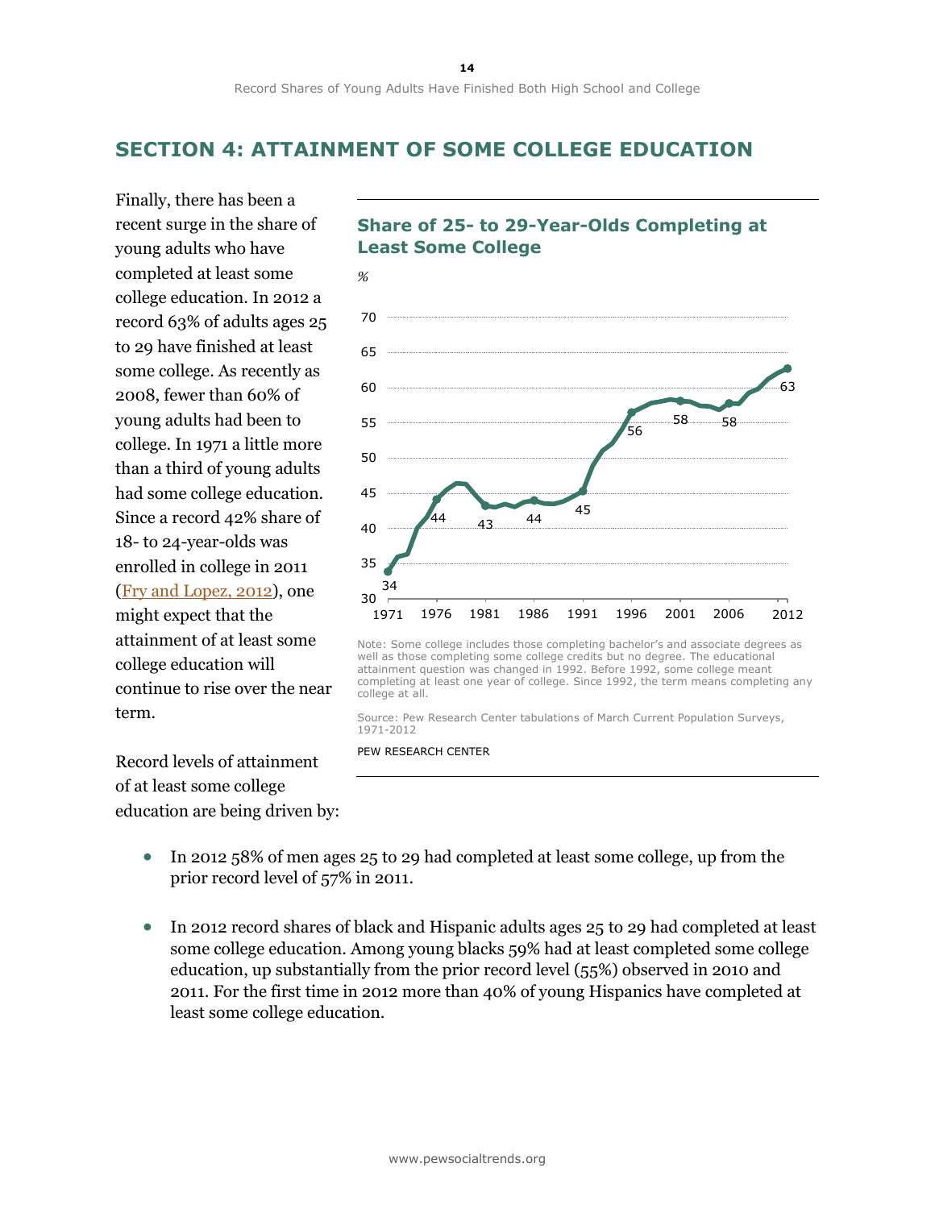## SECTION 4: ATTAINMENT OF SOME COLLEGE EDUCATION

Finally, there has been a recent surge in the share of young adults who have completed at least some college education. In 2012 a record 63% of adults ages 25 to 29 have finished at least some college. As recently as 2008, fewer than 60% of young adults had been to college. In 1971 a little more than a third of young adults had some college education. Since a record 42% share of 18- to 24-year-olds was enrolled in college in 2011 (Fry and Lopez, 2012), one might expect that the attainment of at least some college education will continue to rise over the near term.

**Share of 25- to 29-Year-Olds Completing at Least Some College**

%

| Year | % |
|---|---|
| 1971 | 34 |
| 1976 | 44 |
| 1981 | 43 |
| 1986 | 44 |
| 1991 | 45 |
| 1996 | 56 |
| 2001 | 58 |
| 2006 | 58 |
| 2012 | 63 |

Note: Some college includes those completing bachelor's and associate degrees as well as those completing some college credits but no degree. The educational attainment question was changed in 1992. Before 1992, some college meant completing at least one year of college. Since 1992, the term means completing any college at all.

Source: Pew Research Center tabulations of March Current Population Surveys, 1971-2012

PEW RESEARCH CENTER

Record levels of attainment of at least some college education are being driven by:

- In 2012 58% of men ages 25 to 29 had completed at least some college, up from the prior record level of 57% in 2011.
- In 2012 record shares of black and Hispanic adults ages 25 to 29 had completed at least some college education. Among young blacks 59% had at least completed some college education, up substantially from the prior record level (55%) observed in 2010 and 2011. For the first time in 2012 more than 40% of young Hispanics have completed at least some college education.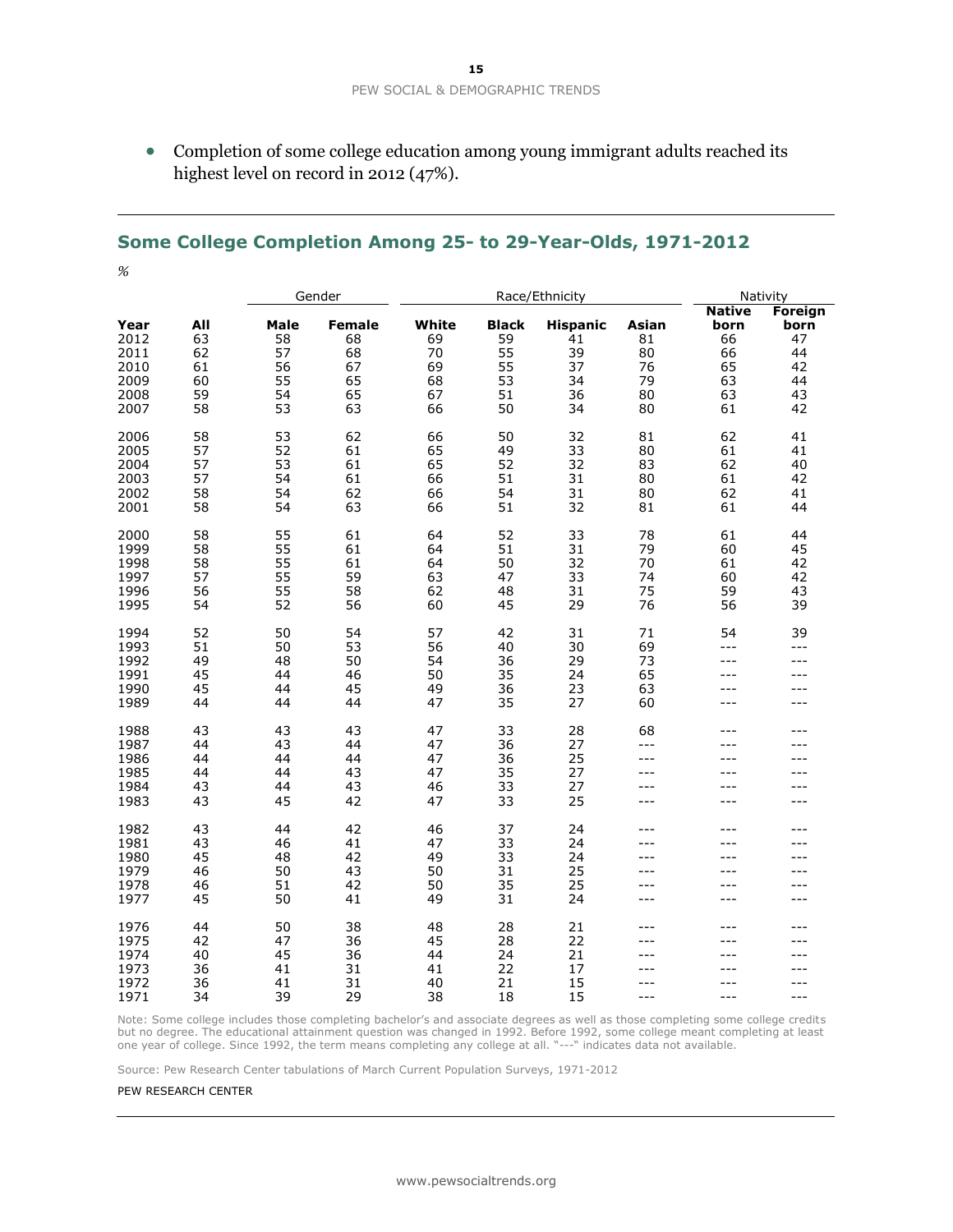- Completion of some college education among young immigrant adults reached its highest level on record in 2012 (47%).

## Some College Completion Among 25- to 29-Year-Olds, 1971-2012

*%*

| | | Gender | | Race/Ethnicity | | | | Nativity | |
|---|---|---|---|---|---|---|---|---|---|
| **Year** | **All** | **Male** | **Female** | **White** | **Black** | **Hispanic** | **Asian** | **Native born** | **Foreign born** |
| 2012 | 63 | 58 | 68 | 69 | 59 | 41 | 81 | 66 | 47 |
| 2011 | 62 | 57 | 68 | 70 | 55 | 39 | 80 | 66 | 44 |
| 2010 | 61 | 56 | 67 | 69 | 55 | 37 | 76 | 65 | 42 |
| 2009 | 60 | 55 | 65 | 68 | 53 | 34 | 79 | 63 | 44 |
| 2008 | 59 | 54 | 65 | 67 | 51 | 36 | 80 | 63 | 43 |
| 2007 | 58 | 53 | 63 | 66 | 50 | 34 | 80 | 61 | 42 |
| 2006 | 58 | 53 | 62 | 66 | 50 | 32 | 81 | 62 | 41 |
| 2005 | 57 | 52 | 61 | 65 | 49 | 33 | 80 | 61 | 41 |
| 2004 | 57 | 53 | 61 | 65 | 52 | 32 | 83 | 62 | 40 |
| 2003 | 57 | 54 | 61 | 66 | 51 | 31 | 80 | 61 | 42 |
| 2002 | 58 | 54 | 62 | 66 | 54 | 31 | 80 | 62 | 41 |
| 2001 | 58 | 54 | 63 | 66 | 51 | 32 | 81 | 61 | 44 |
| 2000 | 58 | 55 | 61 | 64 | 52 | 33 | 78 | 61 | 44 |
| 1999 | 58 | 55 | 61 | 64 | 51 | 31 | 79 | 60 | 45 |
| 1998 | 58 | 55 | 61 | 64 | 50 | 32 | 70 | 61 | 42 |
| 1997 | 57 | 55 | 59 | 63 | 47 | 33 | 74 | 60 | 42 |
| 1996 | 56 | 55 | 58 | 62 | 48 | 31 | 75 | 59 | 43 |
| 1995 | 54 | 52 | 56 | 60 | 45 | 29 | 76 | 56 | 39 |
| 1994 | 52 | 50 | 54 | 57 | 42 | 31 | 71 | 54 | 39 |
| 1993 | 51 | 50 | 53 | 56 | 40 | 30 | 69 | --- | --- |
| 1992 | 49 | 48 | 50 | 54 | 36 | 29 | 73 | --- | --- |
| 1991 | 45 | 44 | 46 | 50 | 35 | 24 | 65 | --- | --- |
| 1990 | 45 | 44 | 45 | 49 | 36 | 23 | 63 | --- | --- |
| 1989 | 44 | 44 | 44 | 47 | 35 | 27 | 60 | --- | --- |
| 1988 | 43 | 43 | 43 | 47 | 33 | 28 | 68 | --- | --- |
| 1987 | 44 | 43 | 44 | 47 | 36 | 27 | --- | --- | --- |
| 1986 | 44 | 44 | 44 | 47 | 36 | 25 | --- | --- | --- |
| 1985 | 44 | 44 | 43 | 47 | 35 | 27 | --- | --- | --- |
| 1984 | 43 | 44 | 43 | 46 | 33 | 27 | --- | --- | --- |
| 1983 | 43 | 45 | 42 | 47 | 33 | 25 | --- | --- | --- |
| 1982 | 43 | 44 | 42 | 46 | 37 | 24 | --- | --- | --- |
| 1981 | 43 | 46 | 41 | 47 | 33 | 24 | --- | --- | --- |
| 1980 | 45 | 48 | 42 | 49 | 33 | 24 | --- | --- | --- |
| 1979 | 46 | 50 | 43 | 50 | 31 | 25 | --- | --- | --- |
| 1978 | 46 | 51 | 42 | 50 | 35 | 25 | --- | --- | --- |
| 1977 | 45 | 50 | 41 | 49 | 31 | 24 | --- | --- | --- |
| 1976 | 44 | 50 | 38 | 48 | 28 | 21 | --- | --- | --- |
| 1975 | 42 | 47 | 36 | 45 | 28 | 22 | --- | --- | --- |
| 1974 | 40 | 45 | 36 | 44 | 24 | 21 | --- | --- | --- |
| 1973 | 36 | 41 | 31 | 41 | 22 | 17 | --- | --- | --- |
| 1972 | 36 | 41 | 31 | 40 | 21 | 15 | --- | --- | --- |
| 1971 | 34 | 39 | 29 | 38 | 18 | 15 | --- | --- | --- |

Note: Some college includes those completing bachelor's and associate degrees as well as those completing some college credits but no degree. The educational attainment question was changed in 1992. Before 1992, some college meant completing at least one year of college. Since 1992, the term means completing any college at all. "---" indicates data not available.

Source: Pew Research Center tabulations of March Current Population Surveys, 1971-2012

PEW RESEARCH CENTER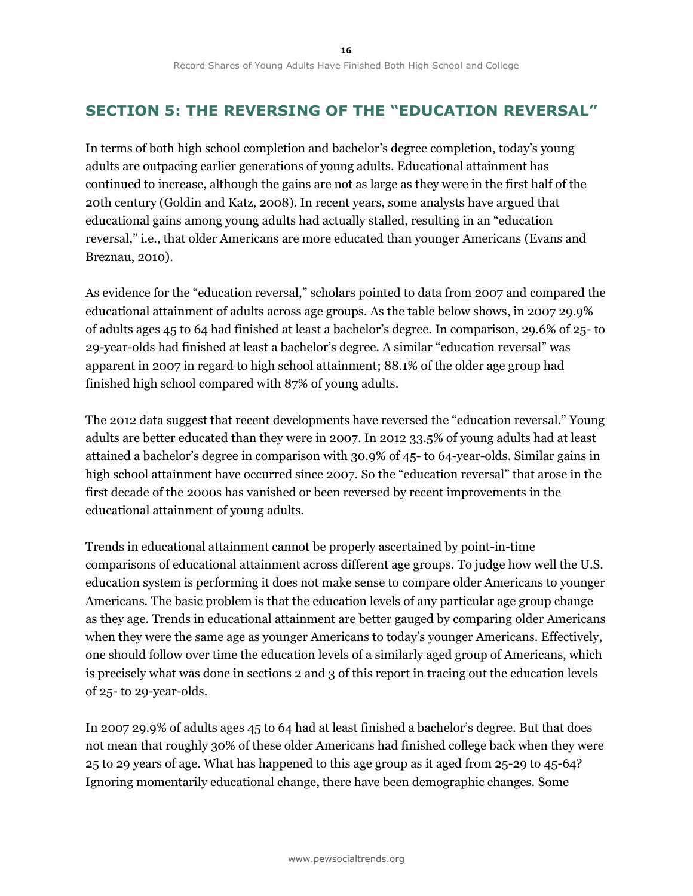## SECTION 5: THE REVERSING OF THE "EDUCATION REVERSAL"

In terms of both high school completion and bachelor's degree completion, today's young adults are outpacing earlier generations of young adults. Educational attainment has continued to increase, although the gains are not as large as they were in the first half of the 20th century (Goldin and Katz, 2008). In recent years, some analysts have argued that educational gains among young adults had actually stalled, resulting in an "education reversal," i.e., that older Americans are more educated than younger Americans (Evans and Breznau, 2010).

As evidence for the "education reversal," scholars pointed to data from 2007 and compared the educational attainment of adults across age groups. As the table below shows, in 2007 29.9% of adults ages 45 to 64 had finished at least a bachelor's degree. In comparison, 29.6% of 25- to 29-year-olds had finished at least a bachelor's degree. A similar "education reversal" was apparent in 2007 in regard to high school attainment; 88.1% of the older age group had finished high school compared with 87% of young adults.

The 2012 data suggest that recent developments have reversed the "education reversal." Young adults are better educated than they were in 2007. In 2012 33.5% of young adults had at least attained a bachelor's degree in comparison with 30.9% of 45- to 64-year-olds. Similar gains in high school attainment have occurred since 2007. So the "education reversal" that arose in the first decade of the 2000s has vanished or been reversed by recent improvements in the educational attainment of young adults.

Trends in educational attainment cannot be properly ascertained by point-in-time comparisons of educational attainment across different age groups. To judge how well the U.S. education system is performing it does not make sense to compare older Americans to younger Americans. The basic problem is that the education levels of any particular age group change as they age. Trends in educational attainment are better gauged by comparing older Americans when they were the same age as younger Americans to today's younger Americans. Effectively, one should follow over time the education levels of a similarly aged group of Americans, which is precisely what was done in sections 2 and 3 of this report in tracing out the education levels of 25- to 29-year-olds.

In 2007 29.9% of adults ages 45 to 64 had at least finished a bachelor's degree. But that does not mean that roughly 30% of these older Americans had finished college back when they were 25 to 29 years of age. What has happened to this age group as it aged from 25-29 to 45-64? Ignoring momentarily educational change, there have been demographic changes. Some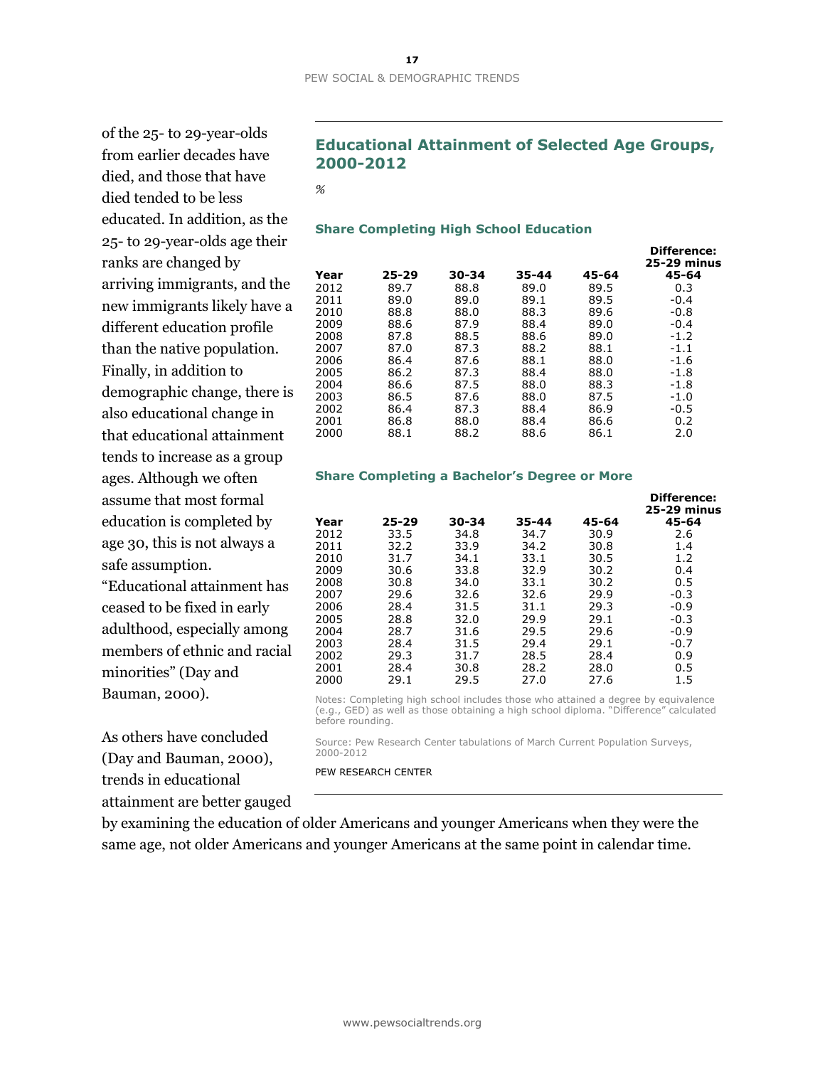of the 25- to 29-year-olds from earlier decades have died, and those that have died tended to be less educated. In addition, as the 25- to 29-year-olds age their ranks are changed by arriving immigrants, and the new immigrants likely have a different education profile than the native population. Finally, in addition to demographic change, there is also educational change in that educational attainment tends to increase as a group ages. Although we often assume that most formal education is completed by age 30, this is not always a safe assumption. "Educational attainment has ceased to be fixed in early adulthood, especially among members of ethnic and racial minorities" (Day and Bauman, 2000).

## Educational Attainment of Selected Age Groups, 2000-2012

*%*

### Share Completing High School Education

| Year | 25-29 | 30-34 | 35-44 | 45-64 | Difference: 25-29 minus 45-64 |
|---|---|---|---|---|---|
| 2012 | 89.7 | 88.8 | 89.0 | 89.5 | 0.3 |
| 2011 | 89.0 | 89.0 | 89.1 | 89.5 | -0.4 |
| 2010 | 88.8 | 88.0 | 88.3 | 89.6 | -0.8 |
| 2009 | 88.6 | 87.9 | 88.4 | 89.0 | -0.4 |
| 2008 | 87.8 | 88.5 | 88.6 | 89.0 | -1.2 |
| 2007 | 87.0 | 87.3 | 88.2 | 88.1 | -1.1 |
| 2006 | 86.4 | 87.6 | 88.1 | 88.0 | -1.6 |
| 2005 | 86.2 | 87.3 | 88.4 | 88.0 | -1.8 |
| 2004 | 86.6 | 87.5 | 88.0 | 88.3 | -1.8 |
| 2003 | 86.5 | 87.6 | 88.0 | 87.5 | -1.0 |
| 2002 | 86.4 | 87.3 | 88.4 | 86.9 | -0.5 |
| 2001 | 86.8 | 88.0 | 88.4 | 86.6 | 0.2 |
| 2000 | 88.1 | 88.2 | 88.6 | 86.1 | 2.0 |

### Share Completing a Bachelor's Degree or More

| Year | 25-29 | 30-34 | 35-44 | 45-64 | Difference: 25-29 minus 45-64 |
|---|---|---|---|---|---|
| 2012 | 33.5 | 34.8 | 34.7 | 30.9 | 2.6 |
| 2011 | 32.2 | 33.9 | 34.2 | 30.8 | 1.4 |
| 2010 | 31.7 | 34.1 | 33.1 | 30.5 | 1.2 |
| 2009 | 30.6 | 33.8 | 32.9 | 30.2 | 0.4 |
| 2008 | 30.8 | 34.0 | 33.1 | 30.2 | 0.5 |
| 2007 | 29.6 | 32.6 | 32.6 | 29.9 | -0.3 |
| 2006 | 28.4 | 31.5 | 31.1 | 29.3 | -0.9 |
| 2005 | 28.8 | 32.0 | 29.9 | 29.1 | -0.3 |
| 2004 | 28.7 | 31.6 | 29.5 | 29.6 | -0.9 |
| 2003 | 28.4 | 31.5 | 29.4 | 29.1 | -0.7 |
| 2002 | 29.3 | 31.7 | 28.5 | 28.4 | 0.9 |
| 2001 | 28.4 | 30.8 | 28.2 | 28.0 | 0.5 |
| 2000 | 29.1 | 29.5 | 27.0 | 27.6 | 1.5 |

Notes: Completing high school includes those who attained a degree by equivalence (e.g., GED) as well as those obtaining a high school diploma. "Difference" calculated before rounding.

Source: Pew Research Center tabulations of March Current Population Surveys, 2000-2012

PEW RESEARCH CENTER

As others have concluded (Day and Bauman, 2000), trends in educational attainment are better gauged by examining the education of older Americans and younger Americans when they were the same age, not older Americans and younger Americans at the same point in calendar time.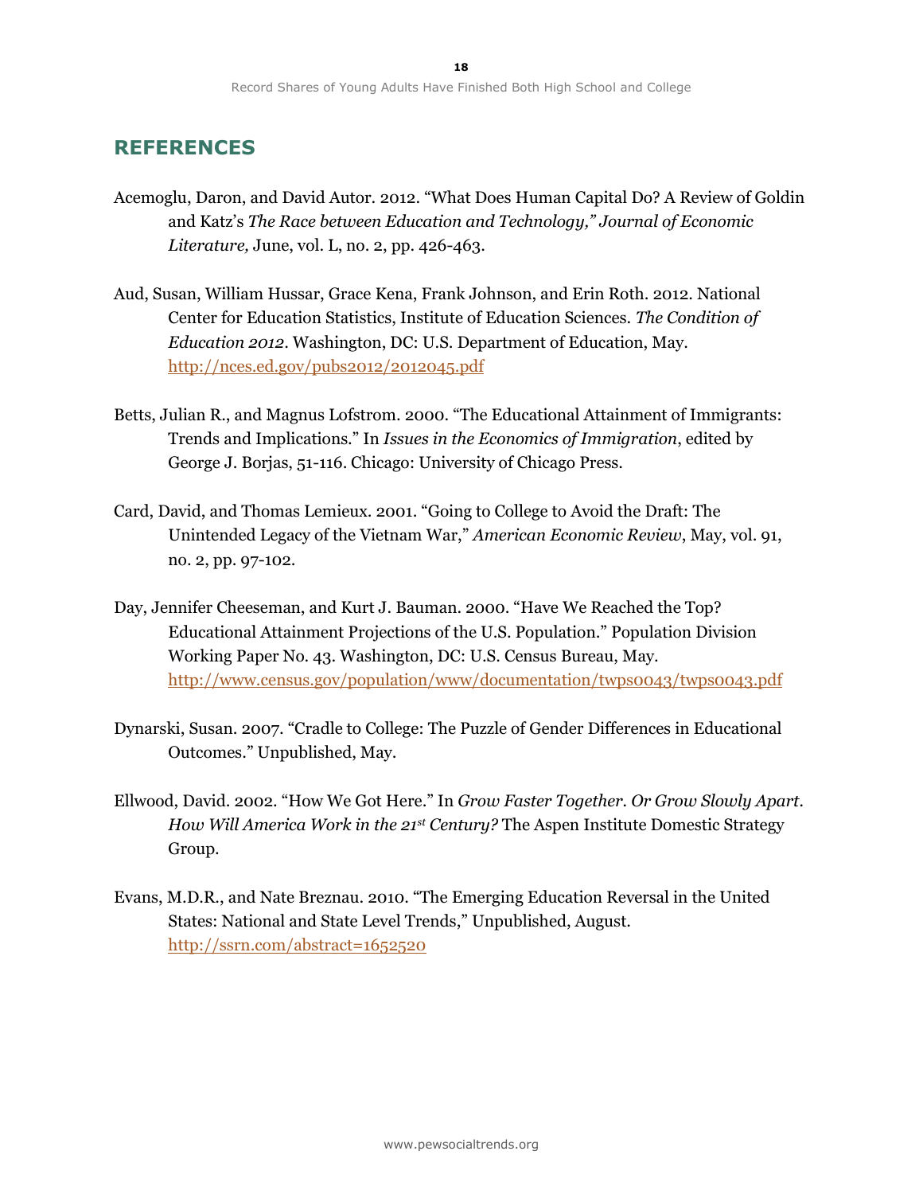## REFERENCES

Acemoglu, Daron, and David Autor. 2012. "What Does Human Capital Do? A Review of Goldin and Katz's *The Race between Education and Technology," Journal of Economic Literature,* June, vol. L, no. 2, pp. 426-463.

Aud, Susan, William Hussar, Grace Kena, Frank Johnson, and Erin Roth. 2012. National Center for Education Statistics, Institute of Education Sciences. *The Condition of Education 2012*. Washington, DC: U.S. Department of Education, May. http://nces.ed.gov/pubs2012/2012045.pdf

Betts, Julian R., and Magnus Lofstrom. 2000. "The Educational Attainment of Immigrants: Trends and Implications." In *Issues in the Economics of Immigration*, edited by George J. Borjas, 51-116. Chicago: University of Chicago Press.

Card, David, and Thomas Lemieux. 2001. "Going to College to Avoid the Draft: The Unintended Legacy of the Vietnam War," *American Economic Review*, May, vol. 91, no. 2, pp. 97-102.

Day, Jennifer Cheeseman, and Kurt J. Bauman. 2000. "Have We Reached the Top? Educational Attainment Projections of the U.S. Population." Population Division Working Paper No. 43. Washington, DC: U.S. Census Bureau, May. http://www.census.gov/population/www/documentation/twps0043/twps0043.pdf

Dynarski, Susan. 2007. "Cradle to College: The Puzzle of Gender Differences in Educational Outcomes." Unpublished, May.

Ellwood, David. 2002. "How We Got Here." In *Grow Faster Together. Or Grow Slowly Apart. How Will America Work in the 21st Century?* The Aspen Institute Domestic Strategy Group.

Evans, M.D.R., and Nate Breznau. 2010. "The Emerging Education Reversal in the United States: National and State Level Trends," Unpublished, August. http://ssrn.com/abstract=1652520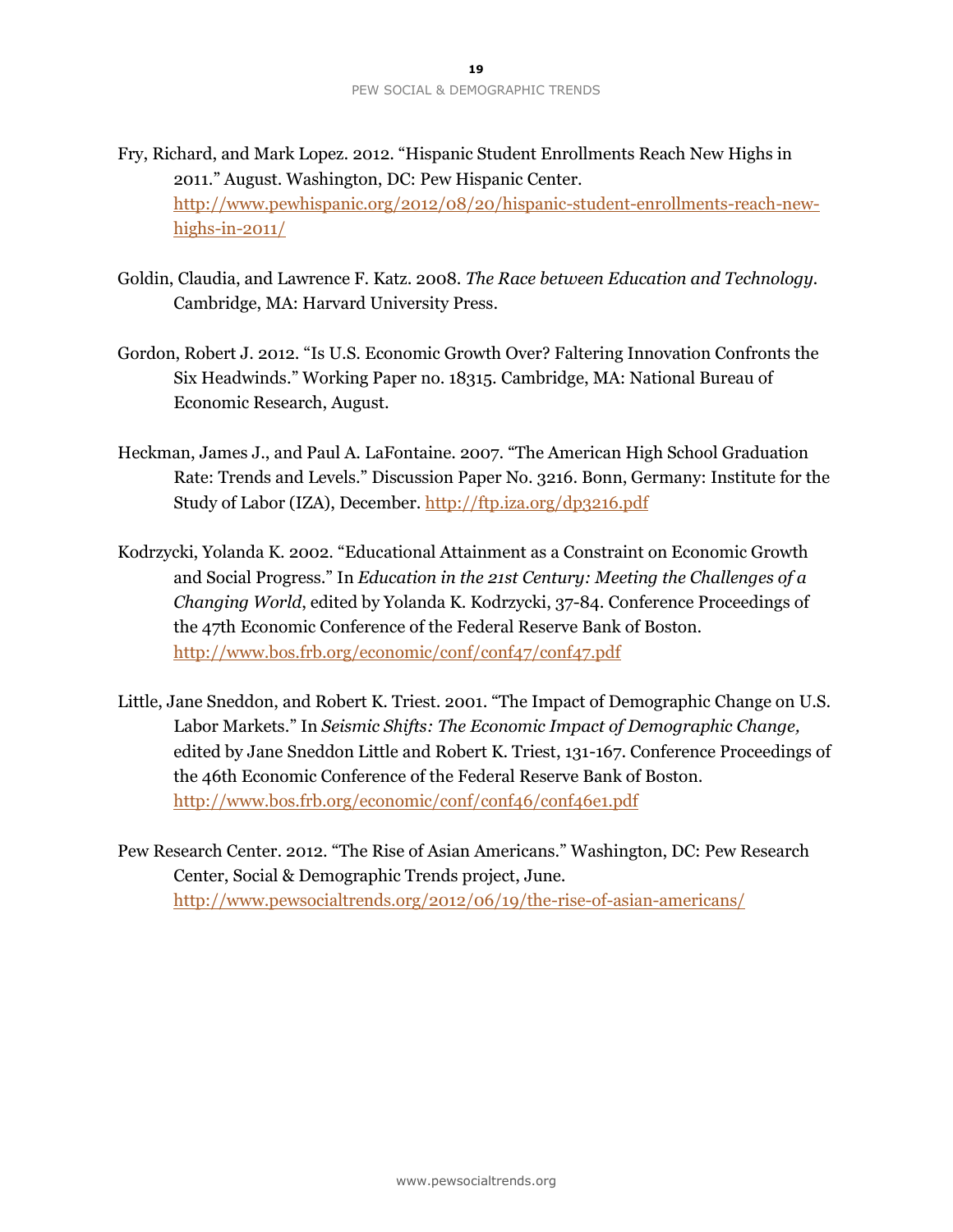Fry, Richard, and Mark Lopez. 2012. "Hispanic Student Enrollments Reach New Highs in 2011." August. Washington, DC: Pew Hispanic Center. http://www.pewhispanic.org/2012/08/20/hispanic-student-enrollments-reach-new-highs-in-2011/

Goldin, Claudia, and Lawrence F. Katz. 2008. *The Race between Education and Technology*. Cambridge, MA: Harvard University Press.

Gordon, Robert J. 2012. "Is U.S. Economic Growth Over? Faltering Innovation Confronts the Six Headwinds." Working Paper no. 18315. Cambridge, MA: National Bureau of Economic Research, August.

Heckman, James J., and Paul A. LaFontaine. 2007. "The American High School Graduation Rate: Trends and Levels." Discussion Paper No. 3216. Bonn, Germany: Institute for the Study of Labor (IZA), December. http://ftp.iza.org/dp3216.pdf

Kodrzycki, Yolanda K. 2002. "Educational Attainment as a Constraint on Economic Growth and Social Progress." In *Education in the 21st Century: Meeting the Challenges of a Changing World*, edited by Yolanda K. Kodrzycki, 37-84. Conference Proceedings of the 47th Economic Conference of the Federal Reserve Bank of Boston. http://www.bos.frb.org/economic/conf/conf47/conf47.pdf

Little, Jane Sneddon, and Robert K. Triest. 2001. "The Impact of Demographic Change on U.S. Labor Markets." In *Seismic Shifts: The Economic Impact of Demographic Change,* edited by Jane Sneddon Little and Robert K. Triest, 131-167. Conference Proceedings of the 46th Economic Conference of the Federal Reserve Bank of Boston. http://www.bos.frb.org/economic/conf/conf46/conf46e1.pdf

Pew Research Center. 2012. "The Rise of Asian Americans." Washington, DC: Pew Research Center, Social & Demographic Trends project, June. http://www.pewsocialtrends.org/2012/06/19/the-rise-of-asian-americans/